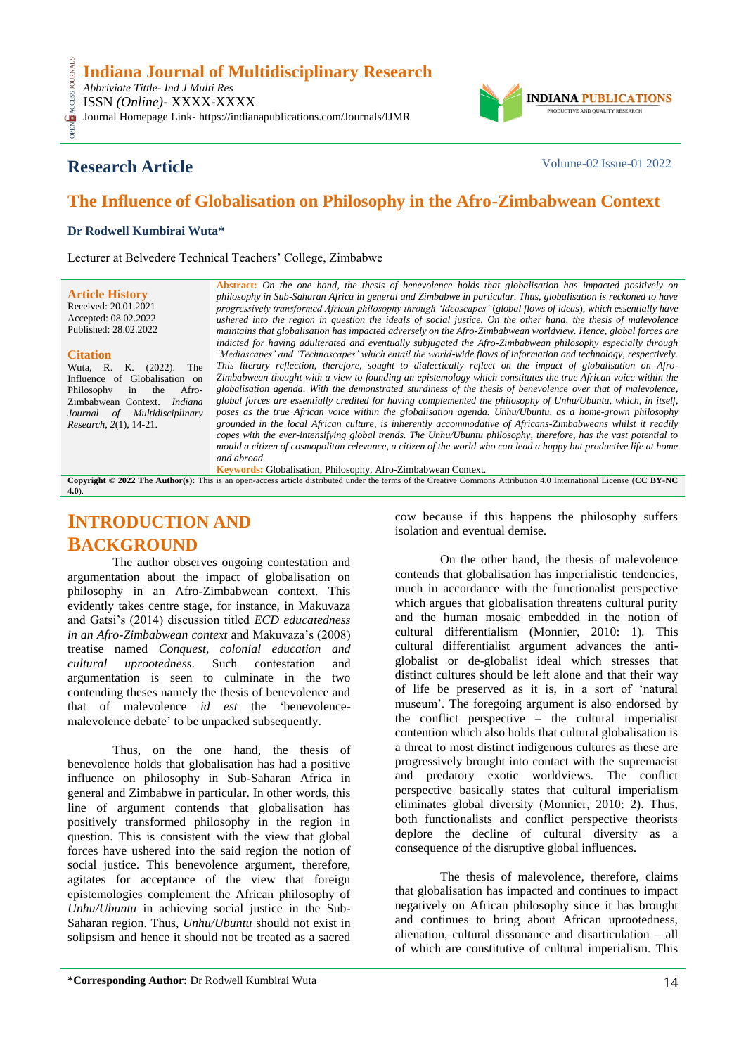# Indiana Journal of Multidisciplinary Research

*Abbriviate Tittle- Ind J Multi Res*
ISSN *(Online)*- XXXX-XXXX
Journal Homepage Link- https://indianapublications.com/Journals/IJMR

INDIANA PUBLICATIONS
PRODUCTIVE AND QUALITY RESEARCH

## Research Article

Volume-02|Issue-01|2022

# The Influence of Globalisation on Philosophy in the Afro-Zimbabwean Context

**Dr Rodwell Kumbirai Wuta***

Lecturer at Belvedere Technical Teachers' College, Zimbabwe

**Article History**
Received: 20.01.2021
Accepted: 08.02.2022
Published: 28.02.2022

**Citation**
Wuta, R. K. (2022). The Influence of Globalisation on Philosophy in the Afro-Zimbabwean Context. *Indiana Journal of Multidisciplinary Research*, *2*(1), 14-21.

**Abstract:** *On the one hand, the thesis of benevolence holds that globalisation has impacted positively on philosophy in Sub-Saharan Africa in general and Zimbabwe in particular. Thus, globalisation is reckoned to have progressively transformed African philosophy through 'Ideoscapes'* (*global flows of ideas*), *which essentially have ushered into the region in question the ideals of social justice. On the other hand, the thesis of malevolence maintains that globalisation has impacted adversely on the Afro-Zimbabwean worldview. Hence, global forces are indicted for having adulterated and eventually subjugated the Afro-Zimbabwean philosophy especially through 'Mediascapes' and 'Technoscapes' which entail the world-wide flows of information and technology, respectively. This literary reflection, therefore, sought to dialectically reflect on the impact of globalisation on Afro-Zimbabwean thought with a view to founding an epistemology which constitutes the true African voice within the globalisation agenda. With the demonstrated sturdiness of the thesis of benevolence over that of malevolence, global forces are essentially credited for having complemented the philosophy of Unhu/Ubuntu, which, in itself, poses as the true African voice within the globalisation agenda. Unhu/Ubuntu, as a home-grown philosophy grounded in the local African culture, is inherently accommodative of Africans-Zimbabweans whilst it readily copes with the ever-intensifying global trends. The Unhu/Ubuntu philosophy, therefore, has the vast potential to mould a citizen of cosmopolitan relevance, a citizen of the world who can lead a happy but productive life at home and abroad.*

**Keywords:** Globalisation, Philosophy, Afro-Zimbabwean Context.

**Copyright © 2022 The Author(s):** This is an open-access article distributed under the terms of the Creative Commons Attribution 4.0 International License (**CC BY-NC 4.0**).

## INTRODUCTION AND BACKGROUND

The author observes ongoing contestation and argumentation about the impact of globalisation on philosophy in an Afro-Zimbabwean context. This evidently takes centre stage, for instance, in Makuvaza and Gatsi's (2014) discussion titled *ECD educatedness in an Afro-Zimbabwean context* and Makuvaza's (2008) treatise named *Conquest, colonial education and cultural uprootedness*. Such contestation and argumentation is seen to culminate in the two contending theses namely the thesis of benevolence and that of malevolence *id est* the 'benevolence-malevolence debate' to be unpacked subsequently.

Thus, on the one hand, the thesis of benevolence holds that globalisation has had a positive influence on philosophy in Sub-Saharan Africa in general and Zimbabwe in particular. In other words, this line of argument contends that globalisation has positively transformed philosophy in the region in question. This is consistent with the view that global forces have ushered into the said region the notion of social justice. This benevolence argument, therefore, agitates for acceptance of the view that foreign epistemologies complement the African philosophy of *Unhu/Ubuntu* in achieving social justice in the Sub-Saharan region. Thus, *Unhu/Ubuntu* should not exist in solipsism and hence it should not be treated as a sacred cow because if this happens the philosophy suffers isolation and eventual demise.

On the other hand, the thesis of malevolence contends that globalisation has imperialistic tendencies, much in accordance with the functionalist perspective which argues that globalisation threatens cultural purity and the human mosaic embedded in the notion of cultural differentialism (Monnier, 2010: 1). This cultural differentialist argument advances the anti-globalist or de-globalist ideal which stresses that distinct cultures should be left alone and that their way of life be preserved as it is, in a sort of 'natural museum'. The foregoing argument is also endorsed by the conflict perspective – the cultural imperialist contention which also holds that cultural globalisation is a threat to most distinct indigenous cultures as these are progressively brought into contact with the supremacist and predatory exotic worldviews. The conflict perspective basically states that cultural imperialism eliminates global diversity (Monnier, 2010: 2). Thus, both functionalists and conflict perspective theorists deplore the decline of cultural diversity as a consequence of the disruptive global influences.

The thesis of malevolence, therefore, claims that globalisation has impacted and continues to impact negatively on African philosophy since it has brought and continues to bring about African uprootedness, alienation, cultural dissonance and disarticulation – all of which are constitutive of cultural imperialism. This

**\*Corresponding Author:** Dr Rodwell Kumbirai Wuta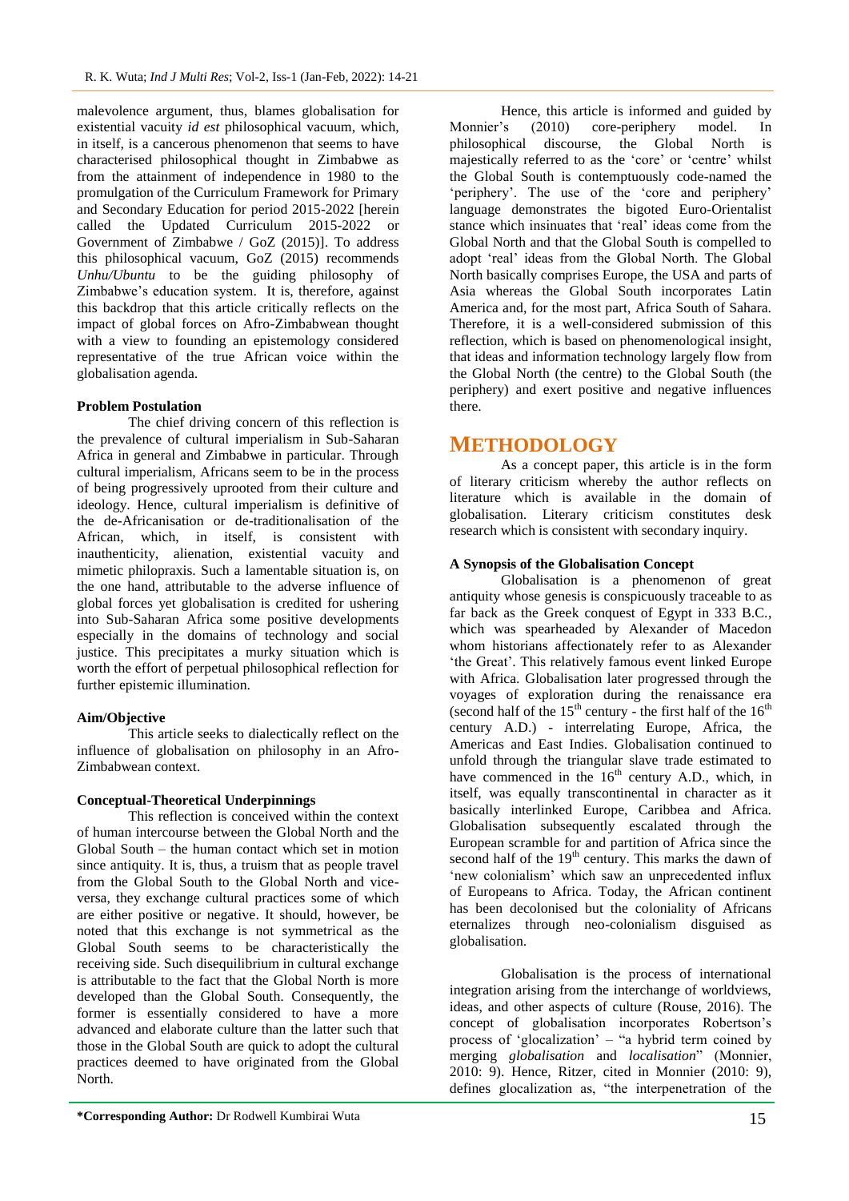malevolence argument, thus, blames globalisation for existential vacuity *id est* philosophical vacuum, which, in itself, is a cancerous phenomenon that seems to have characterised philosophical thought in Zimbabwe as from the attainment of independence in 1980 to the promulgation of the Curriculum Framework for Primary and Secondary Education for period 2015-2022 [herein called the Updated Curriculum 2015-2022 or Government of Zimbabwe / GoZ (2015)]. To address this philosophical vacuum, GoZ (2015) recommends *Unhu/Ubuntu* to be the guiding philosophy of Zimbabwe's education system. It is, therefore, against this backdrop that this article critically reflects on the impact of global forces on Afro-Zimbabwean thought with a view to founding an epistemology considered representative of the true African voice within the globalisation agenda.

**Problem Postulation**

The chief driving concern of this reflection is the prevalence of cultural imperialism in Sub-Saharan Africa in general and Zimbabwe in particular. Through cultural imperialism, Africans seem to be in the process of being progressively uprooted from their culture and ideology. Hence, cultural imperialism is definitive of the de-Africanisation or de-traditionalisation of the African, which, in itself, is consistent with inauthenticity, alienation, existential vacuity and mimetic philopraxis. Such a lamentable situation is, on the one hand, attributable to the adverse influence of global forces yet globalisation is credited for ushering into Sub-Saharan Africa some positive developments especially in the domains of technology and social justice. This precipitates a murky situation which is worth the effort of perpetual philosophical reflection for further epistemic illumination.

**Aim/Objective**

This article seeks to dialectically reflect on the influence of globalisation on philosophy in an Afro-Zimbabwean context.

**Conceptual-Theoretical Underpinnings**

This reflection is conceived within the context of human intercourse between the Global North and the Global South – the human contact which set in motion since antiquity. It is, thus, a truism that as people travel from the Global South to the Global North and vice-versa, they exchange cultural practices some of which are either positive or negative. It should, however, be noted that this exchange is not symmetrical as the Global South seems to be characteristically the receiving side. Such disequilibrium in cultural exchange is attributable to the fact that the Global North is more developed than the Global South. Consequently, the former is essentially considered to have a more advanced and elaborate culture than the latter such that those in the Global South are quick to adopt the cultural practices deemed to have originated from the Global North.

Hence, this article is informed and guided by Monnier's (2010) core-periphery model. In philosophical discourse, the Global North is majestically referred to as the 'core' or 'centre' whilst the Global South is contemptuously code-named the 'periphery'. The use of the 'core and periphery' language demonstrates the bigoted Euro-Orientalist stance which insinuates that 'real' ideas come from the Global North and that the Global South is compelled to adopt 'real' ideas from the Global North. The Global North basically comprises Europe, the USA and parts of Asia whereas the Global South incorporates Latin America and, for the most part, Africa South of Sahara. Therefore, it is a well-considered submission of this reflection, which is based on phenomenological insight, that ideas and information technology largely flow from the Global North (the centre) to the Global South (the periphery) and exert positive and negative influences there.

## METHODOLOGY

As a concept paper, this article is in the form of literary criticism whereby the author reflects on literature which is available in the domain of globalisation. Literary criticism constitutes desk research which is consistent with secondary inquiry.

**A Synopsis of the Globalisation Concept**

Globalisation is a phenomenon of great antiquity whose genesis is conspicuously traceable to as far back as the Greek conquest of Egypt in 333 B.C., which was spearheaded by Alexander of Macedon whom historians affectionately refer to as Alexander 'the Great'. This relatively famous event linked Europe with Africa. Globalisation later progressed through the voyages of exploration during the renaissance era (second half of the 15th century - the first half of the 16th century A.D.) - interrelating Europe, Africa, the Americas and East Indies. Globalisation continued to unfold through the triangular slave trade estimated to have commenced in the 16th century A.D., which, in itself, was equally transcontinental in character as it basically interlinked Europe, Caribbea and Africa. Globalisation subsequently escalated through the European scramble for and partition of Africa since the second half of the 19th century. This marks the dawn of 'new colonialism' which saw an unprecedented influx of Europeans to Africa. Today, the African continent has been decolonised but the coloniality of Africans eternalizes through neo-colonialism disguised as globalisation.

Globalisation is the process of international integration arising from the interchange of worldviews, ideas, and other aspects of culture (Rouse, 2016). The concept of globalisation incorporates Robertson's process of 'glocalization' – "a hybrid term coined by merging *globalisation* and *localisation*" (Monnier, 2010: 9). Hence, Ritzer, cited in Monnier (2010: 9), defines glocalization as, "the interpenetration of the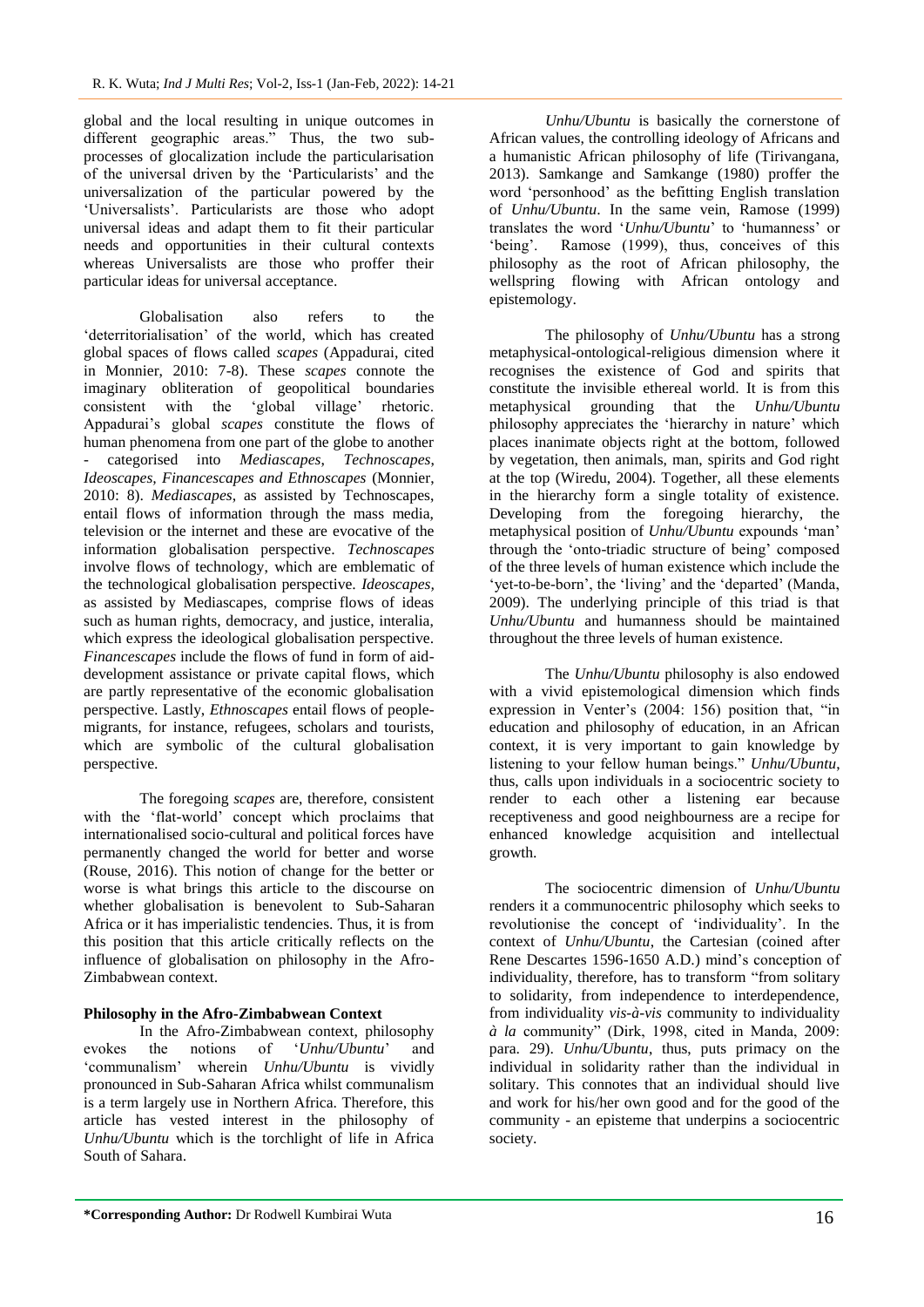global and the local resulting in unique outcomes in different geographic areas." Thus, the two sub-processes of glocalization include the particularisation of the universal driven by the 'Particularists' and the universalization of the particular powered by the 'Universalists'. Particularists are those who adopt universal ideas and adapt them to fit their particular needs and opportunities in their cultural contexts whereas Universalists are those who proffer their particular ideas for universal acceptance.

Globalisation also refers to the 'deterritorialisation' of the world, which has created global spaces of flows called *scapes* (Appadurai, cited in Monnier, 2010: 7-8). These *scapes* connote the imaginary obliteration of geopolitical boundaries consistent with the 'global village' rhetoric. Appadurai's global *scapes* constitute the flows of human phenomena from one part of the globe to another - categorised into *Mediascapes*, *Technoscapes*, *Ideoscapes, Financescapes and Ethnoscapes* (Monnier, 2010: 8). *Mediascapes*, as assisted by Technoscapes, entail flows of information through the mass media, television or the internet and these are evocative of the information globalisation perspective. *Technoscapes* involve flows of technology, which are emblematic of the technological globalisation perspective. *Ideoscapes*, as assisted by Mediascapes, comprise flows of ideas such as human rights, democracy, and justice, interalia, which express the ideological globalisation perspective. *Financescapes* include the flows of fund in form of aid-development assistance or private capital flows, which are partly representative of the economic globalisation perspective. Lastly, *Ethnoscapes* entail flows of people-migrants, for instance, refugees, scholars and tourists, which are symbolic of the cultural globalisation perspective.

The foregoing *scapes* are, therefore, consistent with the 'flat-world' concept which proclaims that internationalised socio-cultural and political forces have permanently changed the world for better and worse (Rouse, 2016). This notion of change for the better or worse is what brings this article to the discourse on whether globalisation is benevolent to Sub-Saharan Africa or it has imperialistic tendencies. Thus, it is from this position that this article critically reflects on the influence of globalisation on philosophy in the Afro-Zimbabwean context.

## Philosophy in the Afro-Zimbabwean Context

In the Afro-Zimbabwean context, philosophy evokes the notions of '*Unhu/Ubuntu*' and 'communalism' wherein *Unhu/Ubuntu* is vividly pronounced in Sub-Saharan Africa whilst communalism is a term largely use in Northern Africa. Therefore, this article has vested interest in the philosophy of *Unhu/Ubuntu* which is the torchlight of life in Africa South of Sahara.

*Unhu/Ubuntu* is basically the cornerstone of African values, the controlling ideology of Africans and a humanistic African philosophy of life (Tirivangana, 2013). Samkange and Samkange (1980) proffer the word 'personhood' as the befitting English translation of *Unhu/Ubuntu*. In the same vein, Ramose (1999) translates the word '*Unhu/Ubuntu*' to 'humanness' or 'being'. Ramose (1999), thus, conceives of this philosophy as the root of African philosophy, the wellspring flowing with African ontology and epistemology.

The philosophy of *Unhu/Ubuntu* has a strong metaphysical-ontological-religious dimension where it recognises the existence of God and spirits that constitute the invisible ethereal world. It is from this metaphysical grounding that the *Unhu/Ubuntu* philosophy appreciates the 'hierarchy in nature' which places inanimate objects right at the bottom, followed by vegetation, then animals, man, spirits and God right at the top (Wiredu, 2004). Together, all these elements in the hierarchy form a single totality of existence. Developing from the foregoing hierarchy, the metaphysical position of *Unhu/Ubuntu* expounds 'man' through the 'onto-triadic structure of being' composed of the three levels of human existence which include the 'yet-to-be-born', the 'living' and the 'departed' (Manda, 2009). The underlying principle of this triad is that *Unhu/Ubuntu* and humanness should be maintained throughout the three levels of human existence.

The *Unhu/Ubuntu* philosophy is also endowed with a vivid epistemological dimension which finds expression in Venter's (2004: 156) position that, "in education and philosophy of education, in an African context, it is very important to gain knowledge by listening to your fellow human beings." *Unhu/Ubuntu*, thus, calls upon individuals in a sociocentric society to render to each other a listening ear because receptiveness and good neighbourness are a recipe for enhanced knowledge acquisition and intellectual growth.

The sociocentric dimension of *Unhu/Ubuntu* renders it a communocentric philosophy which seeks to revolutionise the concept of 'individuality'. In the context of *Unhu/Ubuntu*, the Cartesian (coined after Rene Descartes 1596-1650 A.D.) mind's conception of individuality, therefore, has to transform "from solitary to solidarity, from independence to interdependence, from individuality *vis-à-vis* community to individuality *à la* community" (Dirk, 1998, cited in Manda, 2009: para. 29). *Unhu/Ubuntu*, thus, puts primacy on the individual in solidarity rather than the individual in solitary. This connotes that an individual should live and work for his/her own good and for the good of the community - an episteme that underpins a sociocentric society.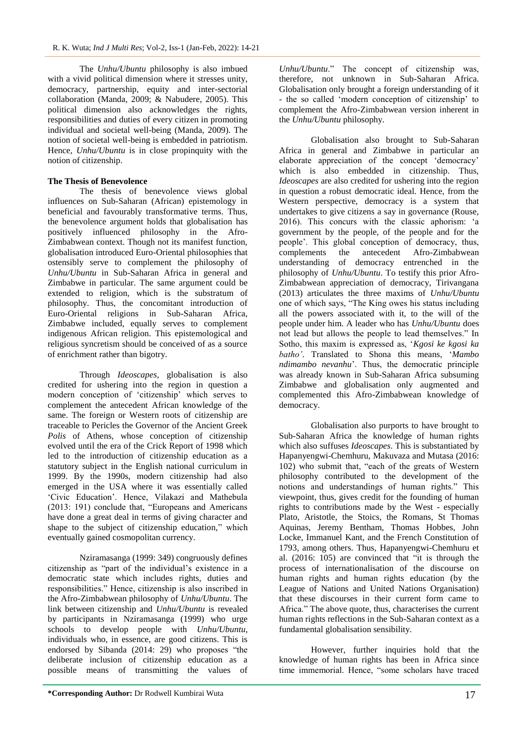The *Unhu/Ubuntu* philosophy is also imbued with a vivid political dimension where it stresses unity, democracy, partnership, equity and inter-sectorial collaboration (Manda, 2009; & Nabudere, 2005). This political dimension also acknowledges the rights, responsibilities and duties of every citizen in promoting individual and societal well-being (Manda, 2009). The notion of societal well-being is embedded in patriotism. Hence, *Unhu/Ubuntu* is in close propinquity with the notion of citizenship.

**The Thesis of Benevolence**

The thesis of benevolence views global influences on Sub-Saharan (African) epistemology in beneficial and favourably transformative terms. Thus, the benevolence argument holds that globalisation has positively influenced philosophy in the Afro-Zimbabwean context. Though not its manifest function, globalisation introduced Euro-Oriental philosophies that ostensibly serve to complement the philosophy of *Unhu/Ubuntu* in Sub-Saharan Africa in general and Zimbabwe in particular. The same argument could be extended to religion, which is the substratum of philosophy. Thus, the concomitant introduction of Euro-Oriental religions in Sub-Saharan Africa, Zimbabwe included, equally serves to complement indigenous African religion. This epistemological and religious syncretism should be conceived of as a source of enrichment rather than bigotry.

Through *Ideoscapes*, globalisation is also credited for ushering into the region in question a modern conception of 'citizenship' which serves to complement the antecedent African knowledge of the same. The foreign or Western roots of citizenship are traceable to Pericles the Governor of the Ancient Greek *Polis* of Athens, whose conception of citizenship evolved until the era of the Crick Report of 1998 which led to the introduction of citizenship education as a statutory subject in the English national curriculum in 1999. By the 1990s, modern citizenship had also emerged in the USA where it was essentially called 'Civic Education'. Hence, Vilakazi and Mathebula (2013: 191) conclude that, "Europeans and Americans have done a great deal in terms of giving character and shape to the subject of citizenship education," which eventually gained cosmopolitan currency.

Nziramasanga (1999: 349) congruously defines citizenship as "part of the individual's existence in a democratic state which includes rights, duties and responsibilities." Hence, citizenship is also inscribed in the Afro-Zimbabwean philosophy of *Unhu/Ubuntu*. The link between citizenship and *Unhu/Ubuntu* is revealed by participants in Nziramasanga (1999) who urge schools to develop people with *Unhu/Ubuntu*, individuals who, in essence, are good citizens. This is endorsed by Sibanda (2014: 29) who proposes "the deliberate inclusion of citizenship education as a possible means of transmitting the values of *Unhu/Ubuntu*." The concept of citizenship was, therefore, not unknown in Sub-Saharan Africa. Globalisation only brought a foreign understanding of it - the so called 'modern conception of citizenship' to complement the Afro-Zimbabwean version inherent in the *Unhu/Ubuntu* philosophy.

Globalisation also brought to Sub-Saharan Africa in general and Zimbabwe in particular an elaborate appreciation of the concept 'democracy' which is also embedded in citizenship. Thus, *Ideoscapes* are also credited for ushering into the region in question a robust democratic ideal. Hence, from the Western perspective, democracy is a system that undertakes to give citizens a say in governance (Rouse, 2016). This concurs with the classic aphorism: 'a government by the people, of the people and for the people'. This global conception of democracy, thus, complements the antecedent Afro-Zimbabwean understanding of democracy entrenched in the philosophy of *Unhu/Ubuntu*. To testify this prior Afro-Zimbabwean appreciation of democracy, Tirivangana (2013) articulates the three maxims of *Unhu/Ubuntu* one of which says, "The King owes his status including all the powers associated with it, to the will of the people under him. A leader who has *Unhu/Ubuntu* does not lead but allows the people to lead themselves." In Sotho, this maxim is expressed as, '*Kgosi ke kgosi ka batho'*. Translated to Shona this means, '*Mambo ndimambo nevanhu*'. Thus, the democratic principle was already known in Sub-Saharan Africa subsuming Zimbabwe and globalisation only augmented and complemented this Afro-Zimbabwean knowledge of democracy.

Globalisation also purports to have brought to Sub-Saharan Africa the knowledge of human rights which also suffuses *Ideoscapes*. This is substantiated by Hapanyengwi-Chemhuru, Makuvaza and Mutasa (2016: 102) who submit that, "each of the greats of Western philosophy contributed to the development of the notions and understandings of human rights." This viewpoint, thus, gives credit for the founding of human rights to contributions made by the West - especially Plato, Aristotle, the Stoics, the Romans, St Thomas Aquinas, Jeremy Bentham, Thomas Hobbes, John Locke, Immanuel Kant, and the French Constitution of 1793, among others. Thus, Hapanyengwi-Chemhuru et al. (2016: 105) are convinced that "it is through the process of internationalisation of the discourse on human rights and human rights education (by the League of Nations and United Nations Organisation) that these discourses in their current form came to Africa." The above quote, thus, characterises the current human rights reflections in the Sub-Saharan context as a fundamental globalisation sensibility.

However, further inquiries hold that the knowledge of human rights has been in Africa since time immemorial. Hence, "some scholars have traced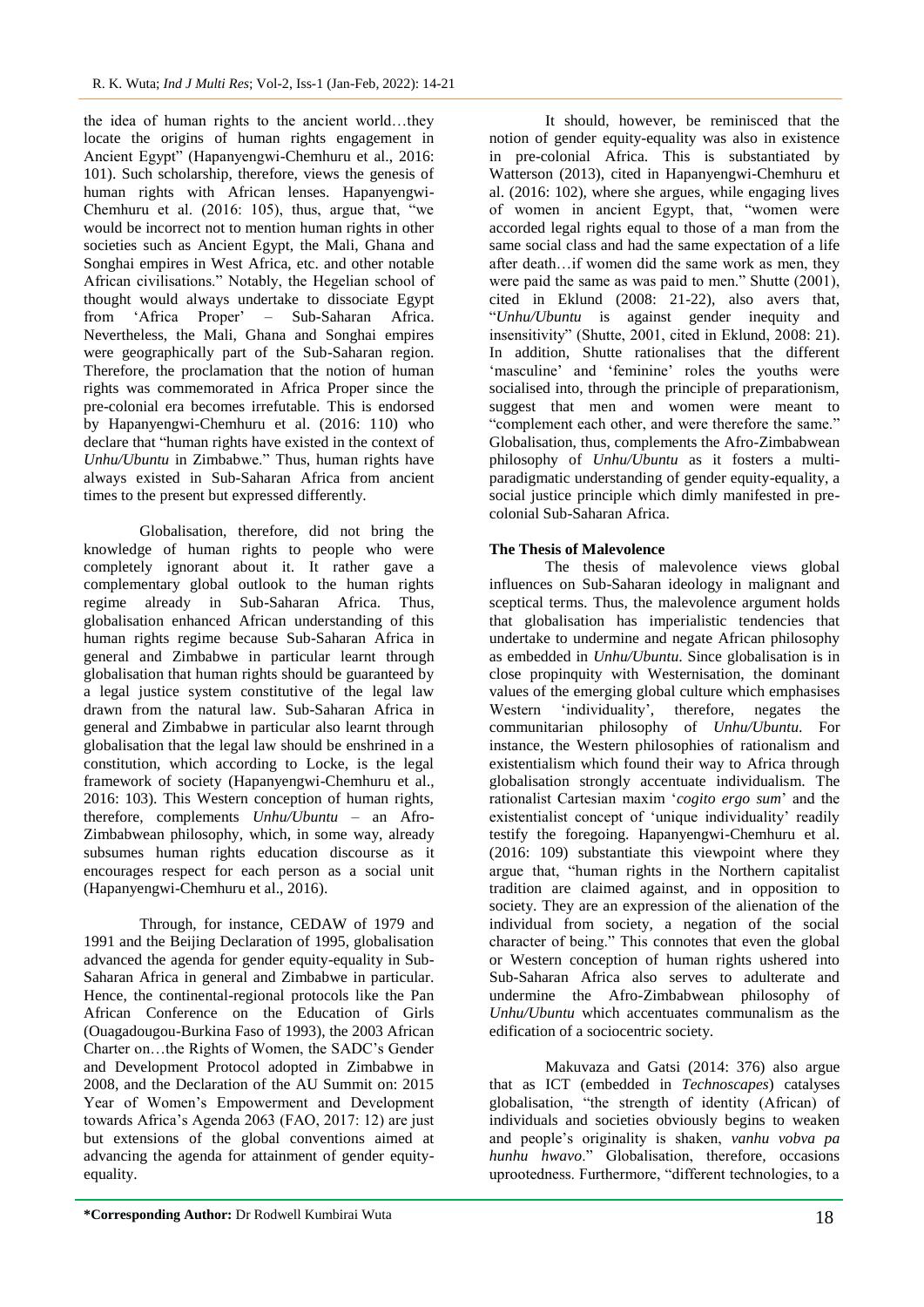the idea of human rights to the ancient world…they locate the origins of human rights engagement in Ancient Egypt" (Hapanyengwi-Chemhuru et al., 2016: 101). Such scholarship, therefore, views the genesis of human rights with African lenses. Hapanyengwi-Chemhuru et al. (2016: 105), thus, argue that, "we would be incorrect not to mention human rights in other societies such as Ancient Egypt, the Mali, Ghana and Songhai empires in West Africa, etc. and other notable African civilisations." Notably, the Hegelian school of thought would always undertake to dissociate Egypt from 'Africa Proper' – Sub-Saharan Africa. Nevertheless, the Mali, Ghana and Songhai empires were geographically part of the Sub-Saharan region. Therefore, the proclamation that the notion of human rights was commemorated in Africa Proper since the pre-colonial era becomes irrefutable. This is endorsed by Hapanyengwi-Chemhuru et al. (2016: 110) who declare that "human rights have existed in the context of *Unhu/Ubuntu* in Zimbabwe." Thus, human rights have always existed in Sub-Saharan Africa from ancient times to the present but expressed differently.

Globalisation, therefore, did not bring the knowledge of human rights to people who were completely ignorant about it. It rather gave a complementary global outlook to the human rights regime already in Sub-Saharan Africa. Thus, globalisation enhanced African understanding of this human rights regime because Sub-Saharan Africa in general and Zimbabwe in particular learnt through globalisation that human rights should be guaranteed by a legal justice system constitutive of the legal law drawn from the natural law. Sub-Saharan Africa in general and Zimbabwe in particular also learnt through globalisation that the legal law should be enshrined in a constitution, which according to Locke, is the legal framework of society (Hapanyengwi-Chemhuru et al., 2016: 103). This Western conception of human rights, therefore, complements *Unhu/Ubuntu* – an Afro-Zimbabwean philosophy, which, in some way, already subsumes human rights education discourse as it encourages respect for each person as a social unit (Hapanyengwi-Chemhuru et al., 2016).

Through, for instance, CEDAW of 1979 and 1991 and the Beijing Declaration of 1995, globalisation advanced the agenda for gender equity-equality in Sub-Saharan Africa in general and Zimbabwe in particular. Hence, the continental-regional protocols like the Pan African Conference on the Education of Girls (Ouagadougou-Burkina Faso of 1993), the 2003 African Charter on…the Rights of Women, the SADC's Gender and Development Protocol adopted in Zimbabwe in 2008, and the Declaration of the AU Summit on: 2015 Year of Women's Empowerment and Development towards Africa's Agenda 2063 (FAO, 2017: 12) are just but extensions of the global conventions aimed at advancing the agenda for attainment of gender equity-equality.

It should, however, be reminisced that the notion of gender equity-equality was also in existence in pre-colonial Africa. This is substantiated by Watterson (2013), cited in Hapanyengwi-Chemhuru et al. (2016: 102), where she argues, while engaging lives of women in ancient Egypt, that, "women were accorded legal rights equal to those of a man from the same social class and had the same expectation of a life after death…if women did the same work as men, they were paid the same as was paid to men." Shutte (2001), cited in Eklund (2008: 21-22), also avers that, "*Unhu/Ubuntu* is against gender inequity and insensitivity" (Shutte, 2001, cited in Eklund, 2008: 21). In addition, Shutte rationalises that the different 'masculine' and 'feminine' roles the youths were socialised into, through the principle of preparationism, suggest that men and women were meant to "complement each other, and were therefore the same." Globalisation, thus, complements the Afro-Zimbabwean philosophy of *Unhu/Ubuntu* as it fosters a multi-paradigmatic understanding of gender equity-equality, a social justice principle which dimly manifested in pre-colonial Sub-Saharan Africa.

### The Thesis of Malevolence

The thesis of malevolence views global influences on Sub-Saharan ideology in malignant and sceptical terms. Thus, the malevolence argument holds that globalisation has imperialistic tendencies that undertake to undermine and negate African philosophy as embedded in *Unhu/Ubuntu*. Since globalisation is in close propinquity with Westernisation, the dominant values of the emerging global culture which emphasises Western 'individuality', therefore, negates the communitarian philosophy of *Unhu/Ubuntu*. For instance, the Western philosophies of rationalism and existentialism which found their way to Africa through globalisation strongly accentuate individualism. The rationalist Cartesian maxim '*cogito ergo sum*' and the existentialist concept of 'unique individuality' readily testify the foregoing. Hapanyengwi-Chemhuru et al. (2016: 109) substantiate this viewpoint where they argue that, "human rights in the Northern capitalist tradition are claimed against, and in opposition to society. They are an expression of the alienation of the individual from society, a negation of the social character of being." This connotes that even the global or Western conception of human rights ushered into Sub-Saharan Africa also serves to adulterate and undermine the Afro-Zimbabwean philosophy of *Unhu/Ubuntu* which accentuates communalism as the edification of a sociocentric society.

Makuvaza and Gatsi (2014: 376) also argue that as ICT (embedded in *Technoscapes*) catalyses globalisation, "the strength of identity (African) of individuals and societies obviously begins to weaken and people's originality is shaken, *vanhu vobva pa hunhu hwavo*." Globalisation, therefore, occasions uprootedness. Furthermore, "different technologies, to a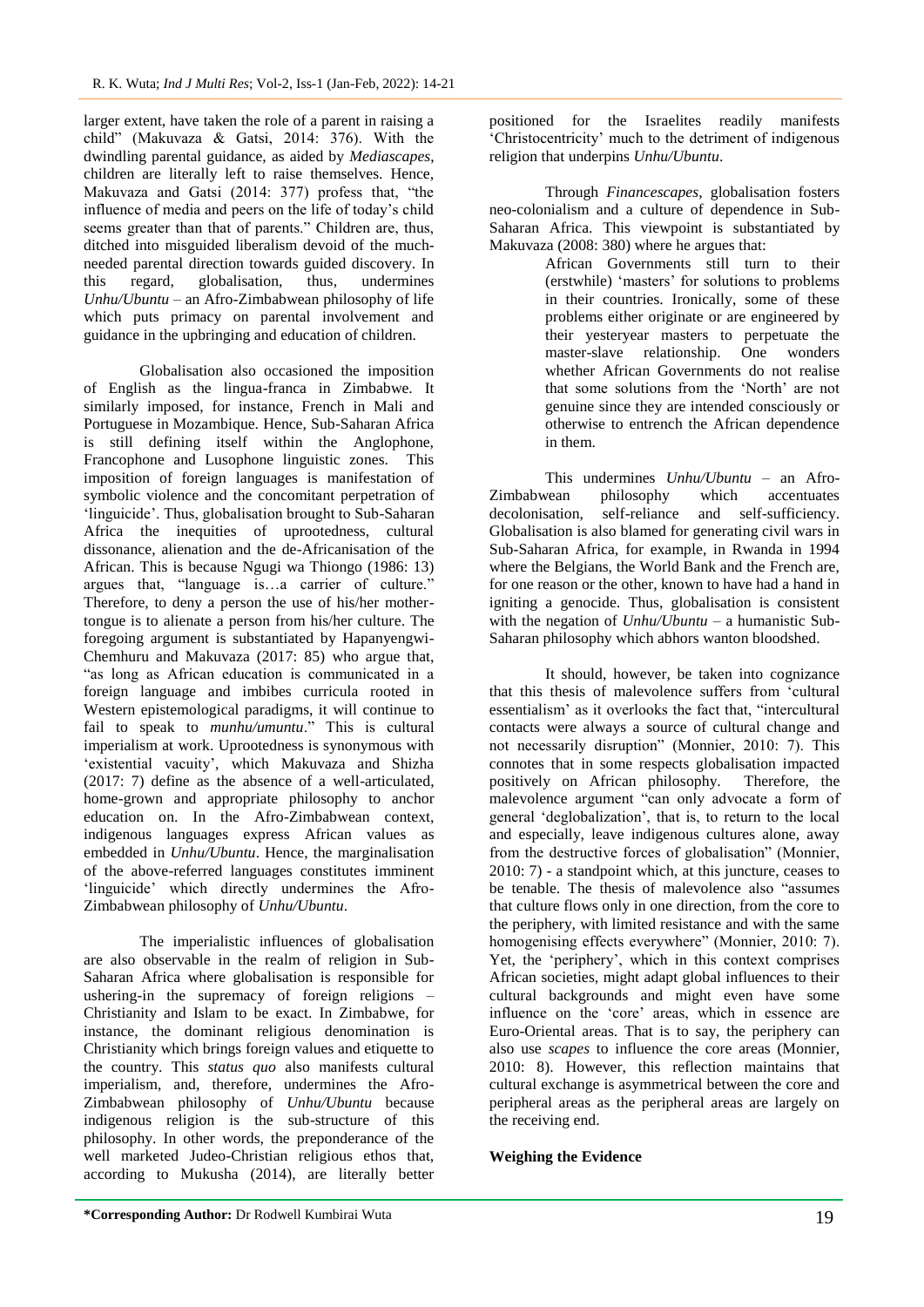larger extent, have taken the role of a parent in raising a child" (Makuvaza & Gatsi, 2014: 376). With the dwindling parental guidance, as aided by *Mediascapes*, children are literally left to raise themselves. Hence, Makuvaza and Gatsi (2014: 377) profess that, "the influence of media and peers on the life of today's child seems greater than that of parents." Children are, thus, ditched into misguided liberalism devoid of the much-needed parental direction towards guided discovery. In this regard, globalisation, thus, undermines *Unhu/Ubuntu* – an Afro-Zimbabwean philosophy of life which puts primacy on parental involvement and guidance in the upbringing and education of children.

Globalisation also occasioned the imposition of English as the lingua-franca in Zimbabwe. It similarly imposed, for instance, French in Mali and Portuguese in Mozambique. Hence, Sub-Saharan Africa is still defining itself within the Anglophone, Francophone and Lusophone linguistic zones. This imposition of foreign languages is manifestation of symbolic violence and the concomitant perpetration of 'linguicide'. Thus, globalisation brought to Sub-Saharan Africa the inequities of uprootedness, cultural dissonance, alienation and the de-Africanisation of the African. This is because Ngugi wa Thiongo (1986: 13) argues that, "language is…a carrier of culture." Therefore, to deny a person the use of his/her mother-tongue is to alienate a person from his/her culture. The foregoing argument is substantiated by Hapanyengwi-Chemhuru and Makuvaza (2017: 85) who argue that, "as long as African education is communicated in a foreign language and imbibes curricula rooted in Western epistemological paradigms, it will continue to fail to speak to *munhu/umuntu*." This is cultural imperialism at work. Uprootedness is synonymous with 'existential vacuity', which Makuvaza and Shizha (2017: 7) define as the absence of a well-articulated, home-grown and appropriate philosophy to anchor education on. In the Afro-Zimbabwean context, indigenous languages express African values as embedded in *Unhu/Ubuntu*. Hence, the marginalisation of the above-referred languages constitutes imminent 'linguicide' which directly undermines the Afro-Zimbabwean philosophy of *Unhu/Ubuntu*.

The imperialistic influences of globalisation are also observable in the realm of religion in Sub-Saharan Africa where globalisation is responsible for ushering-in the supremacy of foreign religions – Christianity and Islam to be exact. In Zimbabwe, for instance, the dominant religious denomination is Christianity which brings foreign values and etiquette to the country. This *status quo* also manifests cultural imperialism, and, therefore, undermines the Afro-Zimbabwean philosophy of *Unhu/Ubuntu* because indigenous religion is the sub-structure of this philosophy. In other words, the preponderance of the well marketed Judeo-Christian religious ethos that, according to Mukusha (2014), are literally better positioned for the Israelites readily manifests 'Christocentricity' much to the detriment of indigenous religion that underpins *Unhu/Ubuntu*.

Through *Financescapes*, globalisation fosters neo-colonialism and a culture of dependence in Sub-Saharan Africa. This viewpoint is substantiated by Makuvaza (2008: 380) where he argues that:

> African Governments still turn to their (erstwhile) 'masters' for solutions to problems in their countries. Ironically, some of these problems either originate or are engineered by their yesteryear masters to perpetuate the master-slave relationship. One wonders whether African Governments do not realise that some solutions from the 'North' are not genuine since they are intended consciously or otherwise to entrench the African dependence in them.

This undermines *Unhu/Ubuntu* – an Afro-Zimbabwean philosophy which accentuates decolonisation, self-reliance and self-sufficiency. Globalisation is also blamed for generating civil wars in Sub-Saharan Africa, for example, in Rwanda in 1994 where the Belgians, the World Bank and the French are, for one reason or the other, known to have had a hand in igniting a genocide. Thus, globalisation is consistent with the negation of *Unhu/Ubuntu* – a humanistic Sub-Saharan philosophy which abhors wanton bloodshed.

It should, however, be taken into cognizance that this thesis of malevolence suffers from 'cultural essentialism' as it overlooks the fact that, "intercultural contacts were always a source of cultural change and not necessarily disruption" (Monnier, 2010: 7). This connotes that in some respects globalisation impacted positively on African philosophy. Therefore, the malevolence argument "can only advocate a form of general 'deglobalization', that is, to return to the local and especially, leave indigenous cultures alone, away from the destructive forces of globalisation" (Monnier, 2010: 7) - a standpoint which, at this juncture, ceases to be tenable. The thesis of malevolence also "assumes that culture flows only in one direction, from the core to the periphery, with limited resistance and with the same homogenising effects everywhere" (Monnier, 2010: 7). Yet, the 'periphery', which in this context comprises African societies, might adapt global influences to their cultural backgrounds and might even have some influence on the 'core' areas, which in essence are Euro-Oriental areas. That is to say, the periphery can also use *scapes* to influence the core areas (Monnier, 2010: 8). However, this reflection maintains that cultural exchange is asymmetrical between the core and peripheral areas as the peripheral areas are largely on the receiving end.

**Weighing the Evidence**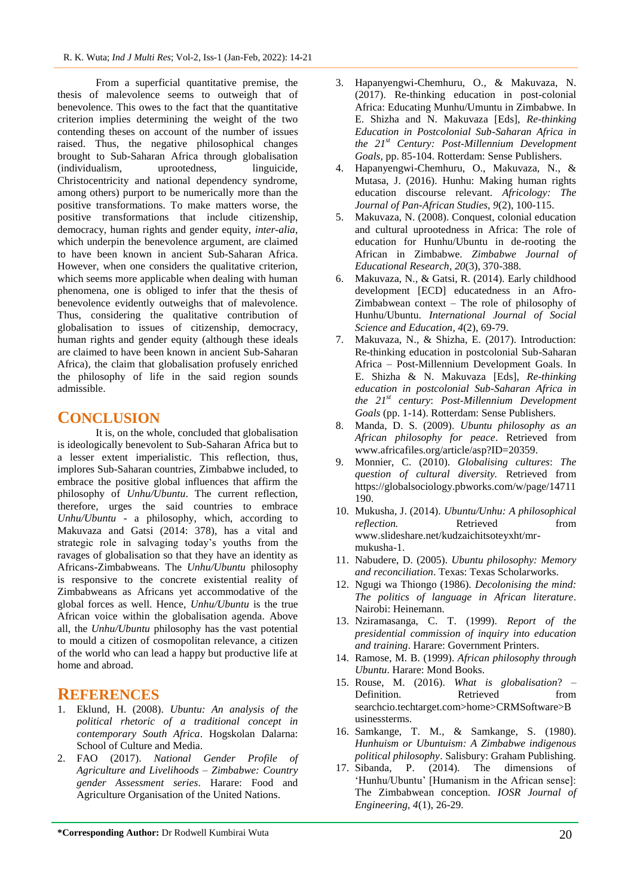From a superficial quantitative premise, the thesis of malevolence seems to outweigh that of benevolence. This owes to the fact that the quantitative criterion implies determining the weight of the two contending theses on account of the number of issues raised. Thus, the negative philosophical changes brought to Sub-Saharan Africa through globalisation (individualism, uprootedness, linguicide, Christocentricity and national dependency syndrome, among others) purport to be numerically more than the positive transformations. To make matters worse, the positive transformations that include citizenship, democracy, human rights and gender equity, *inter-alia*, which underpin the benevolence argument, are claimed to have been known in ancient Sub-Saharan Africa. However, when one considers the qualitative criterion, which seems more applicable when dealing with human phenomena, one is obliged to infer that the thesis of benevolence evidently outweighs that of malevolence. Thus, considering the qualitative contribution of globalisation to issues of citizenship, democracy, human rights and gender equity (although these ideals are claimed to have been known in ancient Sub-Saharan Africa), the claim that globalisation profusely enriched the philosophy of life in the said region sounds admissible.

## CONCLUSION

It is, on the whole, concluded that globalisation is ideologically benevolent to Sub-Saharan Africa but to a lesser extent imperialistic. This reflection, thus, implores Sub-Saharan countries, Zimbabwe included, to embrace the positive global influences that affirm the philosophy of *Unhu/Ubuntu*. The current reflection, therefore, urges the said countries to embrace *Unhu/Ubuntu* - a philosophy, which, according to Makuvaza and Gatsi (2014: 378), has a vital and strategic role in salvaging today's youths from the ravages of globalisation so that they have an identity as Africans-Zimbabweans. The *Unhu/Ubuntu* philosophy is responsive to the concrete existential reality of Zimbabweans as Africans yet accommodative of the global forces as well. Hence, *Unhu/Ubuntu* is the true African voice within the globalisation agenda. Above all, the *Unhu/Ubuntu* philosophy has the vast potential to mould a citizen of cosmopolitan relevance, a citizen of the world who can lead a happy but productive life at home and abroad.

## REFERENCES

1. Eklund, H. (2008). *Ubuntu: An analysis of the political rhetoric of a traditional concept in contemporary South Africa*. Hogskolan Dalarna: School of Culture and Media.
2. FAO (2017). *National Gender Profile of Agriculture and Livelihoods – Zimbabwe: Country gender Assessment series*. Harare: Food and Agriculture Organisation of the United Nations.
3. Hapanyengwi-Chemhuru, O., & Makuvaza, N. (2017). Re-thinking education in post-colonial Africa: Educating Munhu/Umuntu in Zimbabwe. In E. Shizha and N. Makuvaza [Eds], *Re-thinking Education in Postcolonial Sub-Saharan Africa in the 21st Century: Post-Millennium Development Goals,* pp. 85-104. Rotterdam: Sense Publishers.
4. Hapanyengwi-Chemhuru, O., Makuvaza, N., & Mutasa, J. (2016). Hunhu: Making human rights education discourse relevant. *Africology: The Journal of Pan-African Studies, 9*(2), 100-115.
5. Makuvaza, N. (2008). Conquest, colonial education and cultural uprootedness in Africa: The role of education for Hunhu/Ubuntu in de-rooting the African in Zimbabwe. *Zimbabwe Journal of Educational Research*, *20*(3), 370-388.
6. Makuvaza, N., & Gatsi, R. (2014). Early childhood development [ECD] educatedness in an Afro-Zimbabwean context – The role of philosophy of Hunhu/Ubuntu. *International Journal of Social Science and Education, 4*(2), 69-79.
7. Makuvaza, N., & Shizha, E. (2017). Introduction: Re-thinking education in postcolonial Sub-Saharan Africa – Post-Millennium Development Goals. In E. Shizha & N. Makuvaza [Eds], *Re-thinking education in postcolonial Sub-Saharan Africa in the 21st century*: *Post-Millennium Development Goals* (pp. 1-14). Rotterdam: Sense Publishers.
8. Manda, D. S. (2009). *Ubuntu philosophy as an African philosophy for peace*. Retrieved from www.africafiles.org/article/asp?ID=20359.
9. Monnier, C. (2010). *Globalising cultures*: *The question of cultural diversity.* Retrieved from https://globalsociology.pbworks.com/w/page/14711190.
10. Mukusha, J. (2014). *Ubuntu/Unhu: A philosophical reflection.* Retrieved from www.slideshare.net/kudzaichitsoteyxht/mr-mukusha-1.
11. Nabudere, D. (2005). *Ubuntu philosophy: Memory and reconciliation*. Texas: Texas Scholarworks.
12. Ngugi wa Thiongo (1986). *Decolonising the mind: The politics of language in African literature*. Nairobi: Heinemann.
13. Nziramasanga, C. T. (1999). *Report of the presidential commission of inquiry into education and training*. Harare: Government Printers.
14. Ramose, M. B. (1999). *African philosophy through Ubuntu*. Harare: Mond Books.
15. Rouse, M. (2016). *What is globalisation*? – Definition. Retrieved from searchcio.techtarget.com>home>CRMSoftware>Businessterms.
16. Samkange, T. M., & Samkange, S. (1980). *Hunhuism or Ubuntuism: A Zimbabwe indigenous political philosophy*. Salisbury: Graham Publishing.
17. Sibanda, P. (2014). The dimensions of 'Hunhu/Ubuntu' [Humanism in the African sense]: The Zimbabwean conception. *IOSR Journal of Engineering*, *4*(1), 26-29.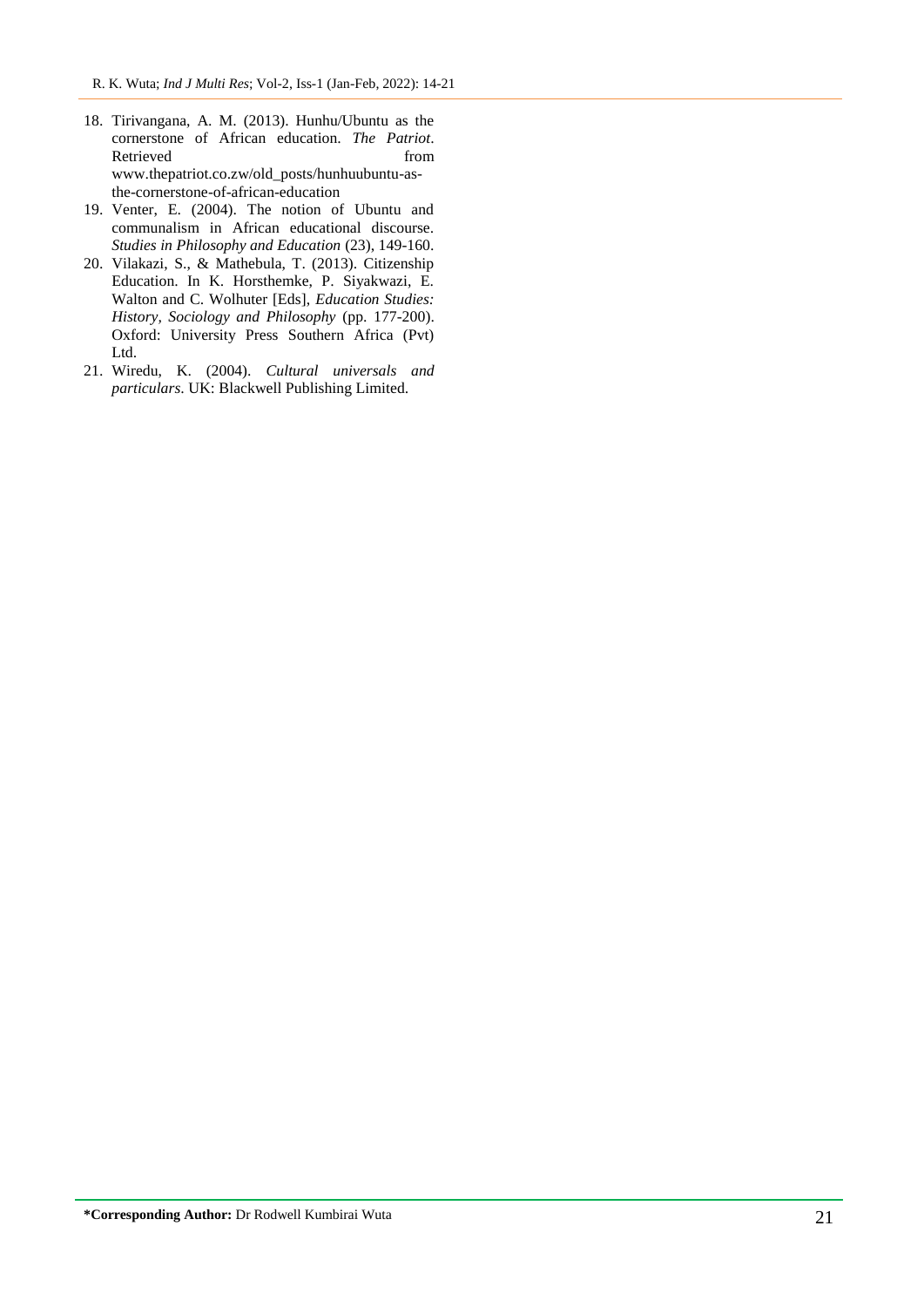18. Tirivangana, A. M. (2013). Hunhu/Ubuntu as the cornerstone of African education. *The Patriot*. Retrieved from www.thepatriot.co.zw/old_posts/hunhuubuntu-as-the-cornerstone-of-african-education
19. Venter, E. (2004). The notion of Ubuntu and communalism in African educational discourse. *Studies in Philosophy and Education* (23), 149-160.
20. Vilakazi, S., & Mathebula, T. (2013). Citizenship Education. In K. Horsthemke, P. Siyakwazi, E. Walton and C. Wolhuter [Eds], *Education Studies: History, Sociology and Philosophy* (pp. 177-200). Oxford: University Press Southern Africa (Pvt) Ltd.
21. Wiredu, K. (2004). *Cultural universals and particulars*. UK: Blackwell Publishing Limited.

**\*Corresponding Author:** Dr Rodwell Kumbirai Wuta